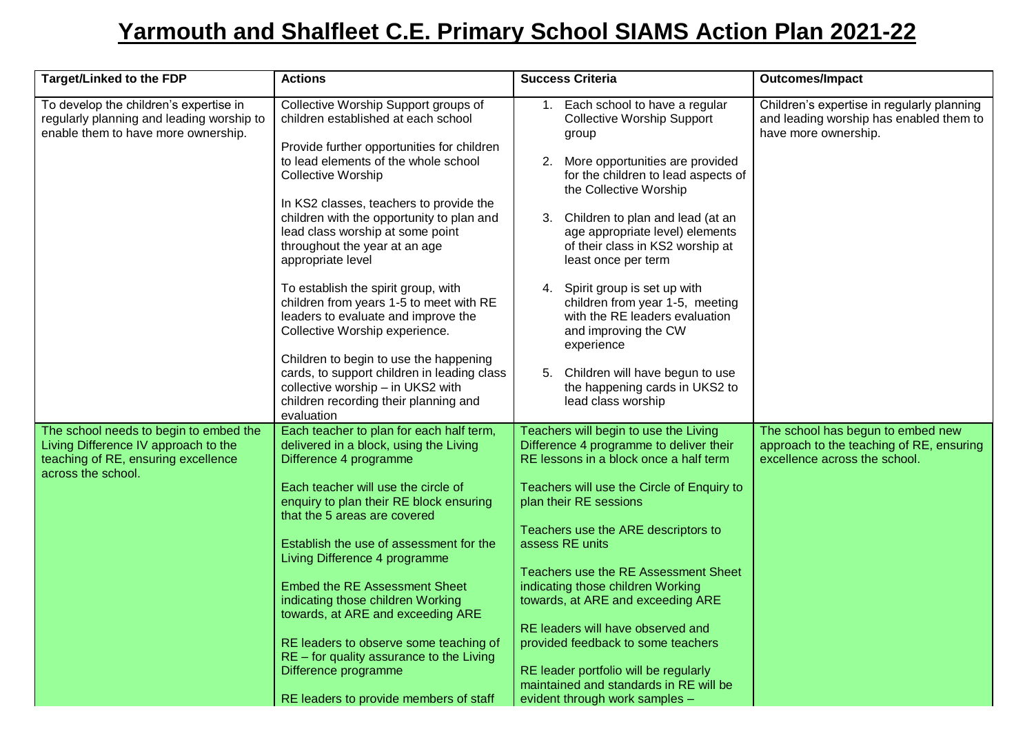# Yarmouth and Shalfleet C.E. Primary School SIAMS Action Plan 2021-22

| Target/Linked to the FDP | Actions | Success Criteria | Outcomes/Impact |
|---|---|---|---|
| To develop the children's expertise in regularly planning and leading worship to enable them to have more ownership. | Collective Worship Support groups of children established at each school<br><br>Provide further opportunities for children to lead elements of the whole school Collective Worship<br><br>In KS2 classes, teachers to provide the children with the opportunity to plan and lead class worship at some point throughout the year at an age appropriate level<br><br>To establish the spirit group, with children from years 1-5 to meet with RE leaders to evaluate and improve the Collective Worship experience.<br><br>Children to begin to use the happening cards, to support children in leading class collective worship – in UKS2 with children recording their planning and evaluation | 1. Each school to have a regular Collective Worship Support group<br><br>2. More opportunities are provided for the children to lead aspects of the Collective Worship<br><br>3. Children to plan and lead (at an age appropriate level) elements of their class in KS2 worship at least once per term<br><br>4. Spirit group is set up with children from year 1-5, meeting with the RE leaders evaluation and improving the CW experience<br><br>5. Children will have begun to use the happening cards in UKS2 to lead class worship | Children's expertise in regularly planning and leading worship has enabled them to have more ownership. |
| The school needs to begin to embed the Living Difference IV approach to the teaching of RE, ensuring excellence across the school. | Each teacher to plan for each half term, delivered in a block, using the Living Difference 4 programme<br><br>Each teacher will use the circle of enquiry to plan their RE block ensuring that the 5 areas are covered<br><br>Establish the use of assessment for the Living Difference 4 programme<br><br>Embed the RE Assessment Sheet indicating those children Working towards, at ARE and exceeding ARE<br><br>RE leaders to observe some teaching of RE – for quality assurance to the Living Difference programme<br><br>RE leaders to provide members of staff | Teachers will begin to use the Living Difference 4 programme to deliver their RE lessons in a block once a half term<br><br>Teachers will use the Circle of Enquiry to plan their RE sessions<br><br>Teachers use the ARE descriptors to assess RE units<br><br>Teachers use the RE Assessment Sheet indicating those children Working towards, at ARE and exceeding ARE<br><br>RE leaders will have observed and provided feedback to some teachers<br><br>RE leader portfolio will be regularly maintained and standards in RE will be evident through work samples – | The school has begun to embed new approach to the teaching of RE, ensuring excellence across the school. |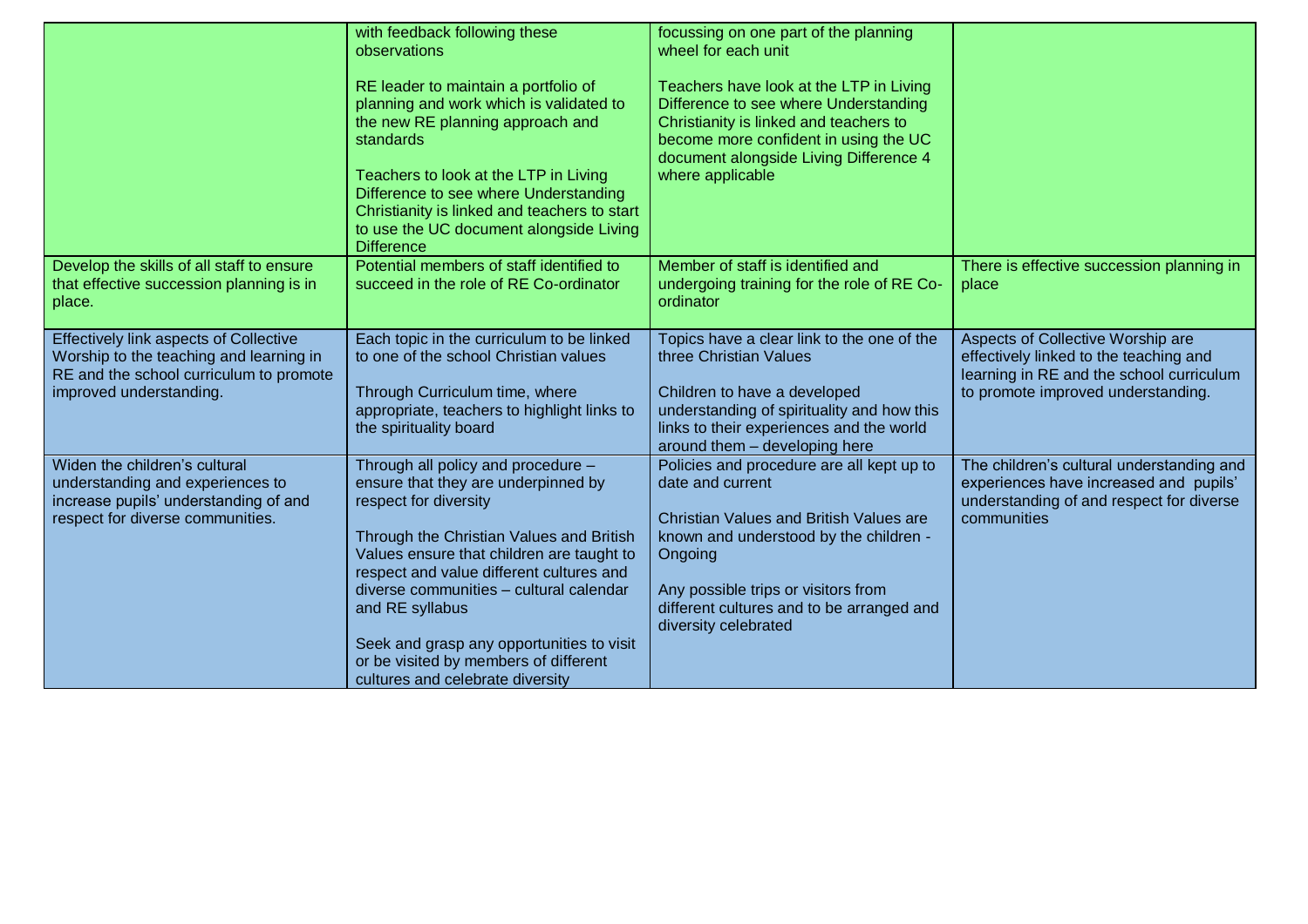| | | | |
|---|---|---|---|
| | with feedback following these observations<br><br>RE leader to maintain a portfolio of planning and work which is validated to the new RE planning approach and standards<br><br>Teachers to look at the LTP in Living Difference to see where Understanding Christianity is linked and teachers to start to use the UC document alongside Living Difference | focussing on one part of the planning wheel for each unit<br><br>Teachers have look at the LTP in Living Difference to see where Understanding Christianity is linked and teachers to become more confident in using the UC document alongside Living Difference 4 where applicable | |
| Develop the skills of all staff to ensure that effective succession planning is in place. | Potential members of staff identified to succeed in the role of RE Co-ordinator | Member of staff is identified and undergoing training for the role of RE Co-ordinator | There is effective succession planning in place |
| Effectively link aspects of Collective Worship to the teaching and learning in RE and the school curriculum to promote improved understanding. | Each topic in the curriculum to be linked to one of the school Christian values<br><br>Through Curriculum time, where appropriate, teachers to highlight links to the spirituality board | Topics have a clear link to the one of the three Christian Values<br><br>Children to have a developed understanding of spirituality and how this links to their experiences and the world around them – developing here | Aspects of Collective Worship are effectively linked to the teaching and learning in RE and the school curriculum to promote improved understanding. |
| Widen the children's cultural understanding and experiences to increase pupils' understanding of and respect for diverse communities. | Through all policy and procedure – ensure that they are underpinned by respect for diversity<br><br>Through the Christian Values and British Values ensure that children are taught to respect and value different cultures and diverse communities – cultural calendar and RE syllabus<br><br>Seek and grasp any opportunities to visit or be visited by members of different cultures and celebrate diversity | Policies and procedure are all kept up to date and current<br><br>Christian Values and British Values are known and understood by the children - Ongoing<br><br>Any possible trips or visitors from different cultures and to be arranged and diversity celebrated | The children's cultural understanding and experiences have increased and pupils' understanding of and respect for diverse communities |